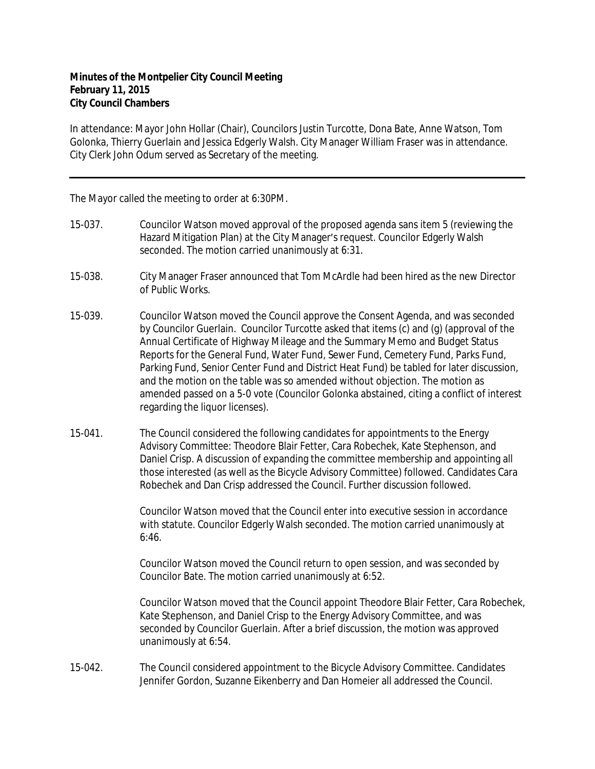**Minutes of the Montpelier City Council Meeting**
**February 11, 2015**
**City Council Chambers**

In attendance: Mayor John Hollar (Chair), Councilors Justin Turcotte, Dona Bate, Anne Watson, Tom Golonka, Thierry Guerlain and Jessica Edgerly Walsh. City Manager William Fraser was in attendance. City Clerk John Odum served as Secretary of the meeting.

---

The Mayor called the meeting to order at 6:30PM.

15-037. Councilor Watson moved approval of the proposed agenda sans item 5 (reviewing the Hazard Mitigation Plan) at the City Manager's request. Councilor Edgerly Walsh seconded. The motion carried unanimously at 6:31.

15-038. City Manager Fraser announced that Tom McArdle had been hired as the new Director of Public Works.

15-039. Councilor Watson moved the Council approve the Consent Agenda, and was seconded by Councilor Guerlain. Councilor Turcotte asked that items (c) and (g) (approval of the Annual Certificate of Highway Mileage and the Summary Memo and Budget Status Reports for the General Fund, Water Fund, Sewer Fund, Cemetery Fund, Parks Fund, Parking Fund, Senior Center Fund and District Heat Fund) be tabled for later discussion, and the motion on the table was so amended without objection. The motion as amended passed on a 5-0 vote (Councilor Golonka abstained, citing a conflict of interest regarding the liquor licenses).

15-041. The Council considered the following candidates for appointments to the Energy Advisory Committee: Theodore Blair Fetter, Cara Robechek, Kate Stephenson, and Daniel Crisp. A discussion of expanding the committee membership and appointing all those interested (as well as the Bicycle Advisory Committee) followed. Candidates Cara Robechek and Dan Crisp addressed the Council. Further discussion followed.

Councilor Watson moved that the Council enter into executive session in accordance with statute. Councilor Edgerly Walsh seconded. The motion carried unanimously at 6:46.

Councilor Watson moved the Council return to open session, and was seconded by Councilor Bate. The motion carried unanimously at 6:52.

Councilor Watson moved that the Council appoint Theodore Blair Fetter, Cara Robechek, Kate Stephenson, and Daniel Crisp to the Energy Advisory Committee, and was seconded by Councilor Guerlain. After a brief discussion, the motion was approved unanimously at 6:54.

15-042. The Council considered appointment to the Bicycle Advisory Committee. Candidates Jennifer Gordon, Suzanne Eikenberry and Dan Homeier all addressed the Council.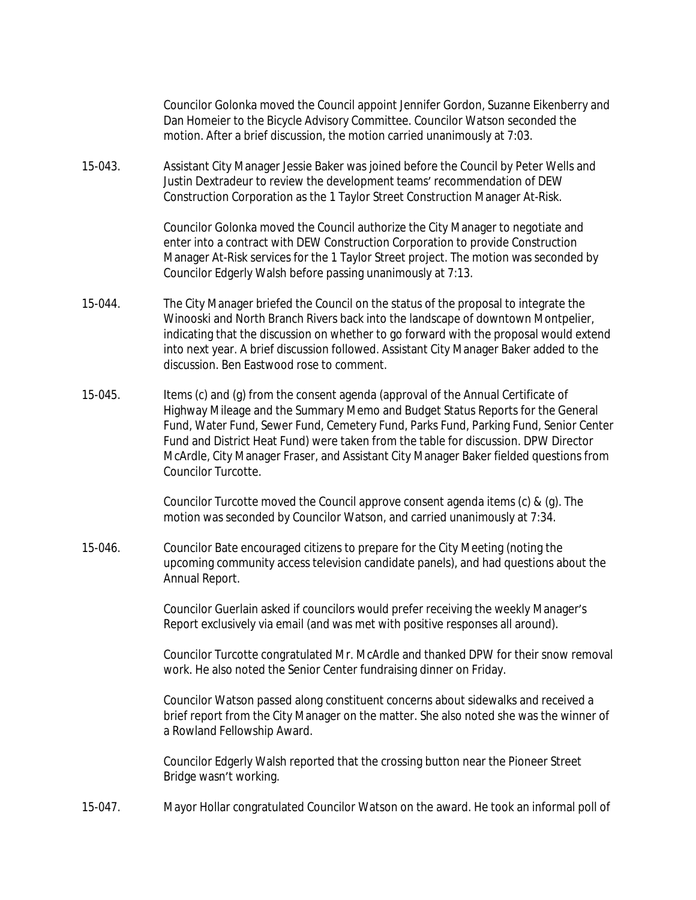Councilor Golonka moved the Council appoint Jennifer Gordon, Suzanne Eikenberry and Dan Homeier to the Bicycle Advisory Committee. Councilor Watson seconded the motion. After a brief discussion, the motion carried unanimously at 7:03.

15-043. Assistant City Manager Jessie Baker was joined before the Council by Peter Wells and Justin Dextradeur to review the development teams' recommendation of DEW Construction Corporation as the 1 Taylor Street Construction Manager At-Risk.

Councilor Golonka moved the Council authorize the City Manager to negotiate and enter into a contract with DEW Construction Corporation to provide Construction Manager At-Risk services for the 1 Taylor Street project. The motion was seconded by Councilor Edgerly Walsh before passing unanimously at 7:13.

15-044. The City Manager briefed the Council on the status of the proposal to integrate the Winooski and North Branch Rivers back into the landscape of downtown Montpelier, indicating that the discussion on whether to go forward with the proposal would extend into next year. A brief discussion followed. Assistant City Manager Baker added to the discussion. Ben Eastwood rose to comment.

15-045. Items (c) and (g) from the consent agenda (approval of the Annual Certificate of Highway Mileage and the Summary Memo and Budget Status Reports for the General Fund, Water Fund, Sewer Fund, Cemetery Fund, Parks Fund, Parking Fund, Senior Center Fund and District Heat Fund) were taken from the table for discussion. DPW Director McArdle, City Manager Fraser, and Assistant City Manager Baker fielded questions from Councilor Turcotte.

Councilor Turcotte moved the Council approve consent agenda items (c) & (g). The motion was seconded by Councilor Watson, and carried unanimously at 7:34.

15-046. Councilor Bate encouraged citizens to prepare for the City Meeting (noting the upcoming community access television candidate panels), and had questions about the Annual Report.

Councilor Guerlain asked if councilors would prefer receiving the weekly Manager's Report exclusively via email (and was met with positive responses all around).

Councilor Turcotte congratulated Mr. McArdle and thanked DPW for their snow removal work. He also noted the Senior Center fundraising dinner on Friday.

Councilor Watson passed along constituent concerns about sidewalks and received a brief report from the City Manager on the matter. She also noted she was the winner of a Rowland Fellowship Award.

Councilor Edgerly Walsh reported that the crossing button near the Pioneer Street Bridge wasn't working.

15-047. Mayor Hollar congratulated Councilor Watson on the award. He took an informal poll of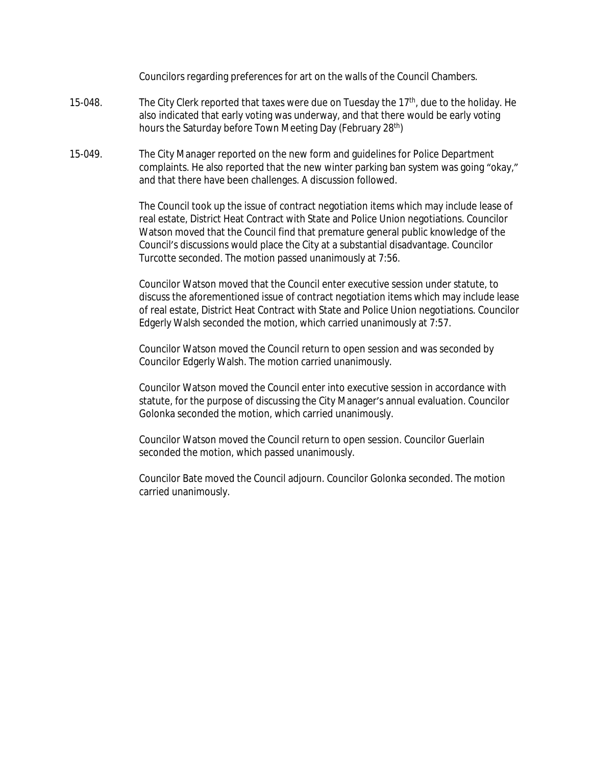Councilors regarding preferences for art on the walls of the Council Chambers.

15-048. The City Clerk reported that taxes were due on Tuesday the 17th, due to the holiday. He also indicated that early voting was underway, and that there would be early voting hours the Saturday before Town Meeting Day (February 28th)

15-049. The City Manager reported on the new form and guidelines for Police Department complaints. He also reported that the new winter parking ban system was going "okay," and that there have been challenges. A discussion followed.

The Council took up the issue of contract negotiation items which may include lease of real estate, District Heat Contract with State and Police Union negotiations. Councilor Watson moved that the Council find that premature general public knowledge of the Council's discussions would place the City at a substantial disadvantage. Councilor Turcotte seconded. The motion passed unanimously at 7:56.

Councilor Watson moved that the Council enter executive session under statute, to discuss the aforementioned issue of contract negotiation items which may include lease of real estate, District Heat Contract with State and Police Union negotiations. Councilor Edgerly Walsh seconded the motion, which carried unanimously at 7:57.

Councilor Watson moved the Council return to open session and was seconded by Councilor Edgerly Walsh. The motion carried unanimously.

Councilor Watson moved the Council enter into executive session in accordance with statute, for the purpose of discussing the City Manager's annual evaluation. Councilor Golonka seconded the motion, which carried unanimously.

Councilor Watson moved the Council return to open session. Councilor Guerlain seconded the motion, which passed unanimously.

Councilor Bate moved the Council adjourn. Councilor Golonka seconded. The motion carried unanimously.